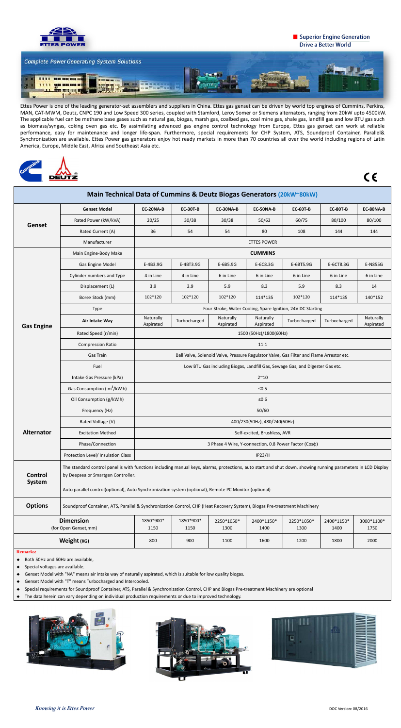Superior Engine Generation
Drive a Better World

Complete Power Generating System Solutions

Ettes Power is one of the leading generator-set assemblers and suppliers in China. Ettes gas genset can be driven by world top engines of Cummins, Perkins, MAN, CAT-MWM, Deutz, CNPC 190 and Low Speed 300 series, coupled with Stamford, Leroy Somer or Siemens alternators, ranging from 20kW upto 4500kW. The applicable fuel can be methane base gases such as natural gas, biogas, marsh gas, coalbed gas, coal mine gas, shale gas, landfill gas and low BTU gas such as biomass/syngas, coking oven gas etc. By assimilating advanced gas engine control technology from Europe, Ettes gas genset can work at reliable performance, easy for maintenance and longer life-span. Furthermore, special requirements for CHP System, ATS, Soundproof Container, Parallel& Synchronization are available. Ettes Power gas generators enjoy hot ready markets in more than 70 countries all over the world including regions of Latin America, Europe, Middle East, Africa and Southeast Asia etc.

## Main Technical Data of Cummins & Deutz Biogas Generators (20kW~80kW)

| | | | | | | | | |
|---|---|---|---|---|---|---|---|---|
| **Genset** | Genset Model | EC-20NA-B | EC-30T-B | EC-30NA-B | EC-50NA-B | EC-60T-B | EC-80T-B | EC-80NA-B |
| | Rated Power (kW/kVA) | 20/25 | 30/38 | 30/38 | 50/63 | 60/75 | 80/100 | 80/100 |
| | Rated Current (A) | 36 | 54 | 54 | 80 | 108 | 144 | 144 |
| | Manufacturer | ETTES POWER | | | | | | |
| **Gas Engine** | Main Engine-Body Make | CUMMINS | | | | | | |
| | Gas Engine Model | E-4B3.9G | E-4BT3.9G | E-6B5.9G | E-6C8.3G | E-6BT5.9G | E-6CT8.3G | E-N855G |
| | Cylinder numbers and Type | 4 in Line | 4 in Line | 6 in Line | 6 in Line | 6 in Line | 6 in Line | 6 in Line |
| | Displacement (L) | 3.9 | 3.9 | 5.9 | 8.3 | 5.9 | 8.3 | 14 |
| | Bore× Stock (mm) | 102*120 | 102*120 | 102*120 | 114*135 | 102*120 | 114*135 | 140*152 |
| | Type | Four Stroke, Water Cooling, Spare Ignition, 24V DC Starting | | | | | | |
| | Air Intake Way | Naturally Aspirated | Turbocharged | Naturally Aspirated | Naturally Aspirated | Turbocharged | Turbocharged | Naturally Aspirated |
| | Rated Speed (r/min) | 1500 (50Hz)/1800(60Hz) | | | | | | |
| | Compression Ratio | 11:1 | | | | | | |
| | Gas Train | Ball Valve, Solenoid Valve, Pressure Regulator Valve, Gas Filter and Flame Arrestor etc. | | | | | | |
| | Fuel | Low BTU Gas including Biogas, Landfill Gas, Sewage Gas, and Digester Gas etc. | | | | | | |
| | Intake Gas Pressure (kPa) | 2~10 | | | | | | |
| | Gas Consumption ( $m^3$/kW.h) | ≤0.5 | | | | | | |
| | Oil Consumption (g/kW.h) | ≤0.6 | | | | | | |
| **Alternator** | Frequency (Hz) | 50/60 | | | | | | |
| | Rated Voltage (V) | 400/230(50Hz), 480/240(60Hz) | | | | | | |
| | Excitation Method | Self-excited, Brushless, AVR | | | | | | |
| | Phase/Connection | 3 Phase 4 Wire, Y-connection, 0.8 Power Factor (Cosφ) | | | | | | |
| | Protection Level/ Insulation Class | IP23/H | | | | | | |
| **Control System** | The standard control panel is with functions including manual keys, alarms, protections, auto start and shut down, showing running parameters in LCD Display by Deepsea or Smartgen Controller. Auto parallel control(optional), Auto Synchronization system (optional), Remote PC Monitor (optional) | | | | | | | |
| **Options** | Soundproof Container, ATS, Parallel & Synchronization Control, CHP (Heat Recovery System), Biogas Pre-treatment Machinery | | | | | | | |
| **Dimension** (for Open Genset,mm) | | 1850*900*1150 | 1850*900*1150 | 2250*1050*1300 | 2400*1150*1400 | 2250*1050*1300 | 2400*1150*1400 | 3000*1100*1750 |
| **Weight (KG)** | | 800 | 900 | 1100 | 1600 | 1200 | 1800 | 2000 |

**Remarks:**

- Both 50Hz and 60Hz are available,
- Special voltages are available.
- Genset Model with "NA" means air intake way of naturally aspirated, which is suitable for low quality biogas.
- Genset Model with "T" means Turbocharged and Intercooled.
- Special requirements for Soundproof Container, ATS, Parallel & Synchronization Control, CHP and Biogas Pre-treatment Machinery are optional
- The data herein can vary depending on individual production requirements or due to improved technology.

*Knowing it is Ettes Power*

DOC Version: 08/2016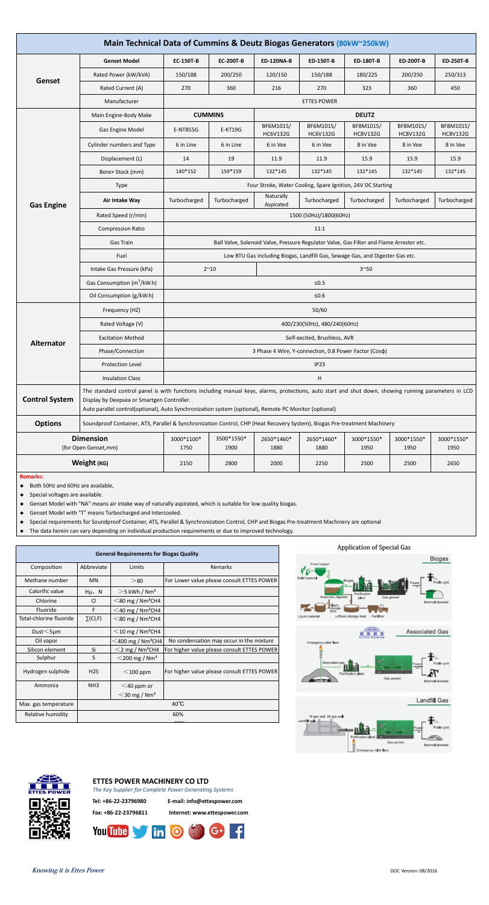## Main Technical Data of Cummins & Deutz Biogas Generators (80kW~250kW)

| | | | | | | | | |
|---|---|---|---|---|---|---|---|---|
| Genset | Genset Model | EC-150T-B | EC-200T-B | ED-120NA-B | ED-150T-B | ED-180T-B | ED-200T-B | ED-250T-B |
| | Rated Power (kW/kVA) | 150/188 | 200/250 | 120/150 | 150/188 | 180/225 | 200/250 | 250/313 |
| | Rated Current (A) | 270 | 360 | 216 | 270 | 323 | 360 | 450 |
| | Manufacturer | ETTES POWER | | | | | | |
| Gas Engine | Main Engine-Body Make | CUMMINS | | DEUTZ | | | | |
| | Gas Engine Model | E-NT855G | E-KT19G | BF6M1015/ HC6V132G | BF6M1015/ HC6V132G | BF8M1015/ HC8V132G | BF8M1015/ HC8V132G | BF8M1015/ HC8V132G |
| | Cylinder numbers and Type | 6 in Line | 6 in Line | 6 in Vee | 6 in Vee | 8 in Vee | 8 in Vee | 8 in Vee |
| | Displacement (L) | 14 | 19 | 11.9 | 11.9 | 15.9 | 15.9 | 15.9 |
| | Bore× Stock (mm) | 140*152 | 159*159 | 132*145 | 132*145 | 132*145 | 132*145 | 132*145 |
| | Type | Four Stroke, Water Cooling, Spare Ignition, 24V DC Starting | | | | | | |
| | Air Intake Way | Turbocharged | Turbocharged | Naturally Aspirated | Turbocharged | Turbocharged | Turbocharged | Turbocharged |
| | Rated Speed (r/min) | 1500 (50Hz)/1800(60Hz) | | | | | | |
| | Compression Ratio | 11:1 | | | | | | |
| | Gas Train | Ball Valve, Solenoid Valve, Pressure Regulator Valve, Gas Filter and Flame Arrestor etc. | | | | | | |
| | Fuel | Low BTU Gas including Biogas, Landfill Gas, Sewage Gas, and Digester Gas etc. | | | | | | |
| | Intake Gas Pressure (kPa) | 2~10 | | 3~50 | | | | |
| | Gas Consumption ($m^3$/kW.h) | ≤0.5 | | | | | | |
| | Oil Consumption (g/kW.h) | ≤0.6 | | | | | | |
| Alternator | Frequency (HZ) | 50/60 | | | | | | |
| | Rated Voltage (V) | 400/230(50Hz), 480/240(60Hz) | | | | | | |
| | Excitation Method | Self-excited, Brushless, AVR | | | | | | |
| | Phase/Connection | 3 Phase 4 Wire, Y-connection, 0.8 Power Factor (Cosϕ) | | | | | | |
| | Protection Level | IP23 | | | | | | |
| | Insulation Class | H | | | | | | |
| Control System | The standard control panel is with functions including manual keys, alarms, protections, auto start and shut down, showing running parameters in LCD Display by Deepsea or Smartgen Controller. Auto parallel control(optional), Auto Synchronization system (optional), Remote PC Monitor (optional) | | | | | | | |
| Options | Soundproof Container, ATS, Parallel & Synchronization Control, CHP (Heat Recovery System), Biogas Pre-treatment Machinery | | | | | | | |
| Dimension (for Open Genset,mm) | | 3000*1100*1750 | 3500*1550*1900 | 2650*1460*1880 | 2650*1460*1880 | 3000*1550*1950 | 3000*1550*1950 | 3000*1550*1950 |
| Weight (KG) | | 2150 | 2800 | 2000 | 2250 | 2500 | 2500 | 2650 |

**Remarks:**

- Both 50Hz and 60Hz are available,
- Special voltages are available.
- Genset Model with "NA" means air intake way of naturally aspirated, which is suitable for low quality biogas.
- Genset Model with "T" means Turbocharged and Intercooled.
- Special requirements for Soundproof Container, ATS, Parallel & Synchronization Control, CHP and Biogas Pre-treatment Machinery are optional
- The data herein can vary depending on individual production requirements or due to improved technology.

| General Requirements for Biogas Quality | | | |
|---|---|---|---|
| Composition | Abbreviate | Limits | Remarks |
| Methane number | MN | ＞80 | For Lower value please consult ETTES POWER |
| Calorific value | Hμ，N | ＞5 kWh / Nm³ | |
| Chlorine | Cl | ＜80 mg / Nm³CH4 | |
| Fluoride | F | ＜40 mg / Nm³CH4 | |
| Total-chlorine fluoride | ∑(Cl,F) | ＜80 mg / Nm³CH4 | |
| Dust＜5μm | | ＜10 mg / Nm³CH4 | |
| Oil vapor | | ＜400 mg / Nm³CH4 | No condensation may occur in the mixture |
| Silicon element | Si | ＜2 mg / Nm³CH4 | For higher value please consult ETTES POWER |
| Sulphur | S | ＜200 mg / Nm³ | |
| Hydrogen sulphide | H2S | ＜100 ppm | For higher value please consult ETTES POWER |
| Ammonia | NH3 | ＜40 ppm or ＜30 mg / Nm³ | |
| Max. gas temperature | 40℃ | | |
| Relative humidity | 60% | | |

### Application of Special Gas

Biogas

Associated Gas

Landfill Gas

**ETTES POWER MACHINERY CO LTD**

*The Key Supplier for Complete Power Generating Systems*

**Tel: +86-22-23796980** **E-mail: info@ettespower.com**

**Fax: +86-22-23796811** **Internet: www.ettespower.com**

*Knowing it is Ettes Power*

DOC Version: 08/2016